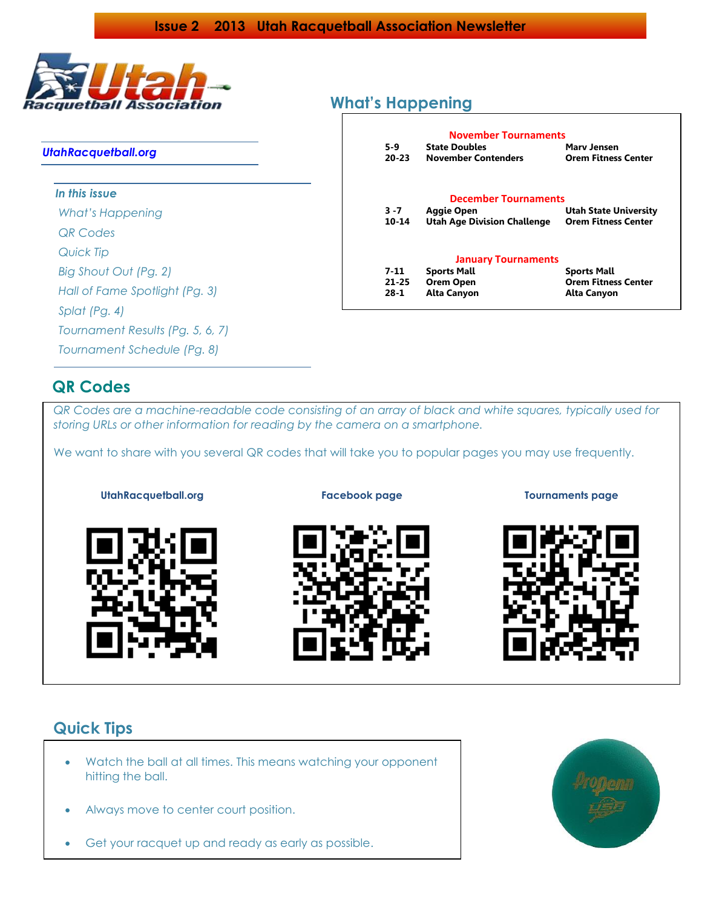# Issue 2 2013 Utah Racquetball Association Newsletter

Utah Racquetball Association

*UtahRacquetball.org*

***In this issue***

*What's Happening*

*QR Codes*

*Quick Tip*

*Big Shout Out (Pg. 2)*

*Hall of Fame Spotlight (Pg. 3)*

*Splat (Pg. 4)*

*Tournament Results (Pg. 5, 6, 7)*

*Tournament Schedule (Pg. 8)*

## What's Happening

**November Tournaments**

| | | |
|---|---|---|
| **5-9** | **State Doubles** | **Marv Jensen** |
| **20-23** | **November Contenders** | **Orem Fitness Center** |

**December Tournaments**

| | | |
|---|---|---|
| **3 -7** | **Aggie Open** | **Utah State University** |
| **10-14** | **Utah Age Division Challenge** | **Orem Fitness Center** |

**January Tournaments**

| | | |
|---|---|---|
| **7-11** | **Sports Mall** | **Sports Mall** |
| **21-25** | **Orem Open** | **Orem Fitness Center** |
| **28-1** | **Alta Canyon** | **Alta Canyon** |

## QR Codes

*QR Codes are a machine-readable code consisting of an array of black and white squares, typically used for storing URLs or other information for reading by the camera on a smartphone.*

We want to share with you several QR codes that will take you to popular pages you may use frequently.

**UtahRacquetball.org** | **Facebook page** | **Tournaments page**

## Quick Tips

- Watch the ball at all times. This means watching your opponent hitting the ball.
- Always move to center court position.
- Get your racquet up and ready as early as possible.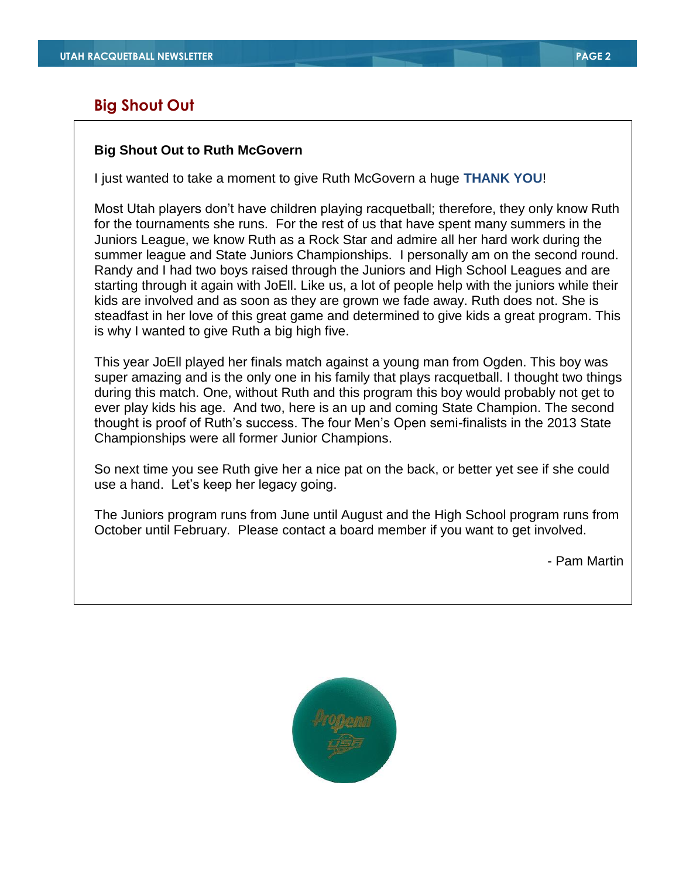## Big Shout Out

**Big Shout Out to Ruth McGovern**

I just wanted to take a moment to give Ruth McGovern a huge **THANK YOU**!

Most Utah players don't have children playing racquetball; therefore, they only know Ruth for the tournaments she runs. For the rest of us that have spent many summers in the Juniors League, we know Ruth as a Rock Star and admire all her hard work during the summer league and State Juniors Championships. I personally am on the second round. Randy and I had two boys raised through the Juniors and High School Leagues and are starting through it again with JoEll. Like us, a lot of people help with the juniors while their kids are involved and as soon as they are grown we fade away. Ruth does not. She is steadfast in her love of this great game and determined to give kids a great program. This is why I wanted to give Ruth a big high five.

This year JoEll played her finals match against a young man from Ogden. This boy was super amazing and is the only one in his family that plays racquetball. I thought two things during this match. One, without Ruth and this program this boy would probably not get to ever play kids his age. And two, here is an up and coming State Champion. The second thought is proof of Ruth's success. The four Men's Open semi-finalists in the 2013 State Championships were all former Junior Champions.

So next time you see Ruth give her a nice pat on the back, or better yet see if she could use a hand. Let's keep her legacy going.

The Juniors program runs from June until August and the High School program runs from October until February. Please contact a board member if you want to get involved.

- Pam Martin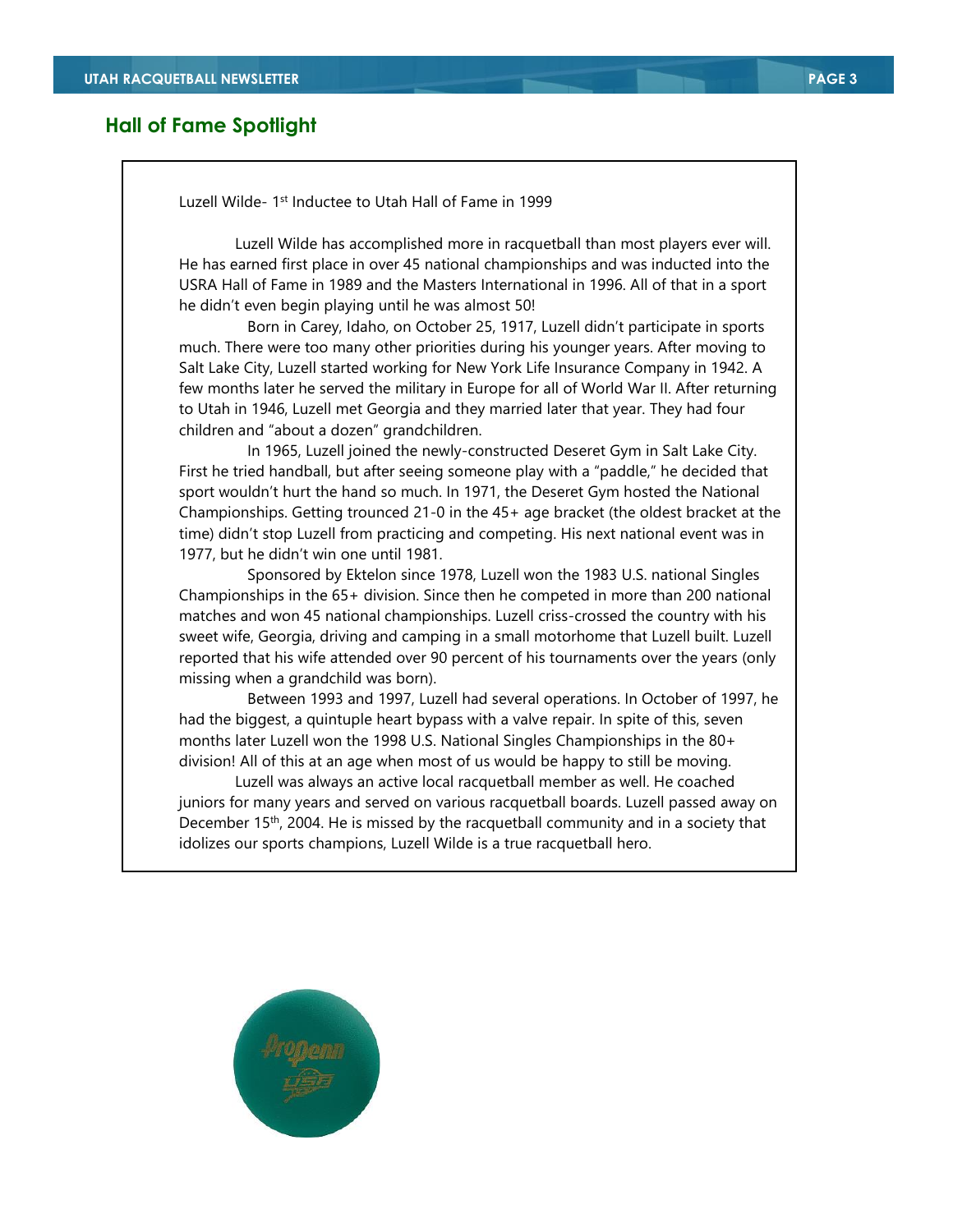## Hall of Fame Spotlight

Luzell Wilde- 1st Inductee to Utah Hall of Fame in 1999

Luzell Wilde has accomplished more in racquetball than most players ever will. He has earned first place in over 45 national championships and was inducted into the USRA Hall of Fame in 1989 and the Masters International in 1996. All of that in a sport he didn't even begin playing until he was almost 50!

Born in Carey, Idaho, on October 25, 1917, Luzell didn't participate in sports much. There were too many other priorities during his younger years. After moving to Salt Lake City, Luzell started working for New York Life Insurance Company in 1942. A few months later he served the military in Europe for all of World War II. After returning to Utah in 1946, Luzell met Georgia and they married later that year. They had four children and "about a dozen" grandchildren.

In 1965, Luzell joined the newly-constructed Deseret Gym in Salt Lake City. First he tried handball, but after seeing someone play with a "paddle," he decided that sport wouldn't hurt the hand so much. In 1971, the Deseret Gym hosted the National Championships. Getting trounced 21-0 in the 45+ age bracket (the oldest bracket at the time) didn't stop Luzell from practicing and competing. His next national event was in 1977, but he didn't win one until 1981.

Sponsored by Ektelon since 1978, Luzell won the 1983 U.S. national Singles Championships in the 65+ division. Since then he competed in more than 200 national matches and won 45 national championships. Luzell criss-crossed the country with his sweet wife, Georgia, driving and camping in a small motorhome that Luzell built. Luzell reported that his wife attended over 90 percent of his tournaments over the years (only missing when a grandchild was born).

Between 1993 and 1997, Luzell had several operations. In October of 1997, he had the biggest, a quintuple heart bypass with a valve repair. In spite of this, seven months later Luzell won the 1998 U.S. National Singles Championships in the 80+ division! All of this at an age when most of us would be happy to still be moving.

Luzell was always an active local racquetball member as well. He coached juniors for many years and served on various racquetball boards. Luzell passed away on December 15th, 2004. He is missed by the racquetball community and in a society that idolizes our sports champions, Luzell Wilde is a true racquetball hero.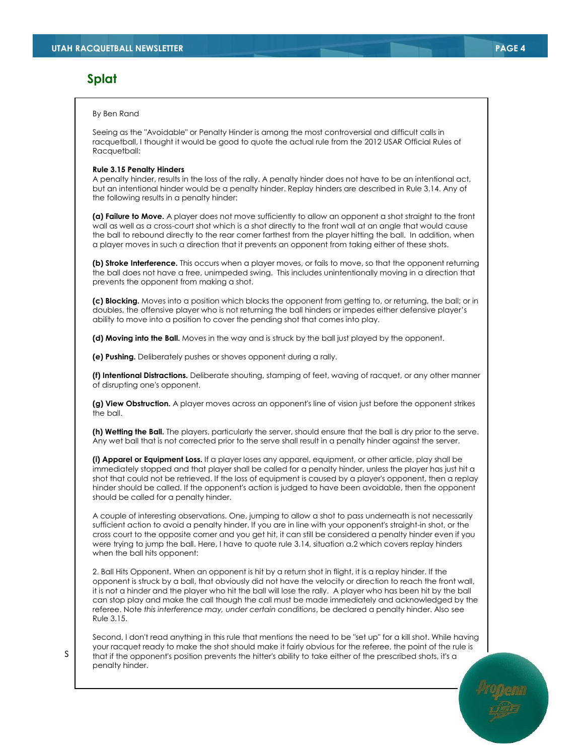## Splat

By Ben Rand

Seeing as the "Avoidable" or Penalty Hinder is among the most controversial and difficult calls in racquetball, I thought it would be good to quote the actual rule from the 2012 USAR Official Rules of Racquetball:

**Rule 3.15 Penalty Hinders**

A penalty hinder, results in the loss of the rally. A penalty hinder does not have to be an intentional act, but an intentional hinder would be a penalty hinder. Replay hinders are described in Rule 3.14. Any of the following results in a penalty hinder:

**(a) Failure to Move.** A player does not move sufficiently to allow an opponent a shot straight to the front wall as well as a cross-court shot which is a shot directly to the front wall at an angle that would cause the ball to rebound directly to the rear corner farthest from the player hitting the ball. In addition, when a player moves in such a direction that it prevents an opponent from taking either of these shots.

**(b) Stroke Interference.** This occurs when a player moves, or fails to move, so that the opponent returning the ball does not have a free, unimpeded swing. This includes unintentionally moving in a direction that prevents the opponent from making a shot.

**(c) Blocking.** Moves into a position which blocks the opponent from getting to, or returning, the ball; or in doubles, the offensive player who is not returning the ball hinders or impedes either defensive player's ability to move into a position to cover the pending shot that comes into play.

**(d) Moving into the Ball.** Moves in the way and is struck by the ball just played by the opponent.

**(e) Pushing.** Deliberately pushes or shoves opponent during a rally.

**(f) Intentional Distractions.** Deliberate shouting, stamping of feet, waving of racquet, or any other manner of disrupting one's opponent.

**(g) View Obstruction.** A player moves across an opponent's line of vision just before the opponent strikes the ball.

**(h) Wetting the Ball.** The players, particularly the server, should ensure that the ball is dry prior to the serve. Any wet ball that is not corrected prior to the serve shall result in a penalty hinder against the server.

**(i) Apparel or Equipment Loss.** If a player loses any apparel, equipment, or other article, play shall be immediately stopped and that player shall be called for a penalty hinder, unless the player has just hit a shot that could not be retrieved. If the loss of equipment is caused by a player's opponent, then a replay hinder should be called. If the opponent's action is judged to have been avoidable, then the opponent should be called for a penalty hinder.

A couple of interesting observations. One, jumping to allow a shot to pass underneath is not necessarily sufficient action to avoid a penalty hinder. If you are in line with your opponent's straight-in shot, or the cross court to the opposite corner and you get hit, it can still be considered a penalty hinder even if you were trying to jump the ball. Here, I have to quote rule 3.14, situation a.2 which covers replay hinders when the ball hits opponent:

2. Ball Hits Opponent. When an opponent is hit by a return shot in flight, it is a replay hinder. If the opponent is struck by a ball, that obviously did not have the velocity or direction to reach the front wall, it is not a hinder and the player who hit the ball will lose the rally. A player who has been hit by the ball can stop play and make the call though the call must be made immediately and acknowledged by the referee. Note *this interference may, under certain conditions*, be declared a penalty hinder. Also see Rule 3.15.

Second, I don't read anything in this rule that mentions the need to be "set up" for a kill shot. While having your racquet ready to make the shot should make it fairly obvious for the referee, the point of the rule is that if the opponent's position prevents the hitter's ability to take either of the prescribed shots, it's a penalty hinder.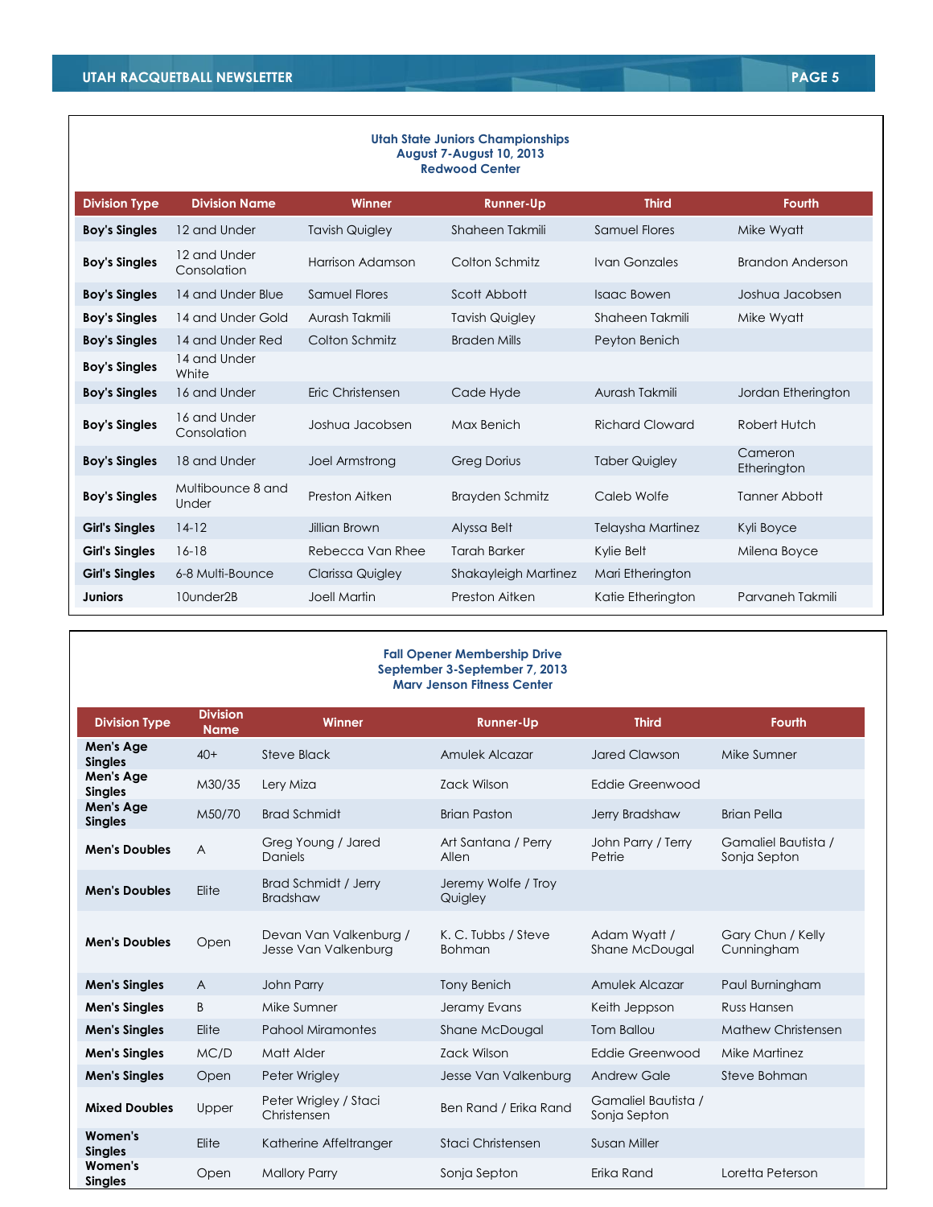### Utah State Juniors Championships
### August 7-August 10, 2013
### Redwood Center

| Division Type | Division Name | Winner | Runner-Up | Third | Fourth |
|---|---|---|---|---|---|
| **Boy's Singles** | 12 and Under | Tavish Quigley | Shaheen Takmili | Samuel Flores | Mike Wyatt |
| **Boy's Singles** | 12 and Under Consolation | Harrison Adamson | Colton Schmitz | Ivan Gonzales | Brandon Anderson |
| **Boy's Singles** | 14 and Under Blue | Samuel Flores | Scott Abbott | Isaac Bowen | Joshua Jacobsen |
| **Boy's Singles** | 14 and Under Gold | Aurash Takmili | Tavish Quigley | Shaheen Takmili | Mike Wyatt |
| **Boy's Singles** | 14 and Under Red | Colton Schmitz | Braden Mills | Peyton Benich | |
| **Boy's Singles** | 14 and Under White | | | | |
| **Boy's Singles** | 16 and Under | Eric Christensen | Cade Hyde | Aurash Takmili | Jordan Etherington |
| **Boy's Singles** | 16 and Under Consolation | Joshua Jacobsen | Max Benich | Richard Cloward | Robert Hutch |
| **Boy's Singles** | 18 and Under | Joel Armstrong | Greg Dorius | Taber Quigley | Cameron Etherington |
| **Boy's Singles** | Multibounce 8 and Under | Preston Aitken | Brayden Schmitz | Caleb Wolfe | Tanner Abbott |
| **Girl's Singles** | 14-12 | Jillian Brown | Alyssa Belt | Telaysha Martinez | Kyli Boyce |
| **Girl's Singles** | 16-18 | Rebecca Van Rhee | Tarah Barker | Kylie Belt | Milena Boyce |
| **Girl's Singles** | 6-8 Multi-Bounce | Clarissa Quigley | Shakayleigh Martinez | Mari Etherington | |
| **Juniors** | 10under2B | Joell Martin | Preston Aitken | Katie Etherington | Parvaneh Takmili |

### Fall Opener Membership Drive
### September 3-September 7, 2013
### Marv Jenson Fitness Center

| Division Type | Division Name | Winner | Runner-Up | Third | Fourth |
|---|---|---|---|---|---|
| **Men's Age Singles** | 40+ | Steve Black | Amulek Alcazar | Jared Clawson | Mike Sumner |
| **Men's Age Singles** | M30/35 | Lery Miza | Zack Wilson | Eddie Greenwood | |
| **Men's Age Singles** | M50/70 | Brad Schmidt | Brian Paston | Jerry Bradshaw | Brian Pella |
| **Men's Doubles** | A | Greg Young / Jared Daniels | Art Santana / Perry Allen | John Parry / Terry Petrie | Gamaliel Bautista / Sonja Septon |
| **Men's Doubles** | Elite | Brad Schmidt / Jerry Bradshaw | Jeremy Wolfe / Troy Quigley | | |
| **Men's Doubles** | Open | Devan Van Valkenburg / Jesse Van Valkenburg | K. C. Tubbs / Steve Bohman | Adam Wyatt / Shane McDougal | Gary Chun / Kelly Cunningham |
| **Men's Singles** | A | John Parry | Tony Benich | Amulek Alcazar | Paul Burningham |
| **Men's Singles** | B | Mike Sumner | Jeramy Evans | Keith Jeppson | Russ Hansen |
| **Men's Singles** | Elite | Pahool Miramontes | Shane McDougal | Tom Ballou | Mathew Christensen |
| **Men's Singles** | MC/D | Matt Alder | Zack Wilson | Eddie Greenwood | Mike Martinez |
| **Men's Singles** | Open | Peter Wrigley | Jesse Van Valkenburg | Andrew Gale | Steve Bohman |
| **Mixed Doubles** | Upper | Peter Wrigley / Staci Christensen | Ben Rand / Erika Rand | Gamaliel Bautista / Sonja Septon | |
| **Women's Singles** | Elite | Katherine Affeltranger | Staci Christensen | Susan Miller | |
| **Women's Singles** | Open | Mallory Parry | Sonja Septon | Erika Rand | Loretta Peterson |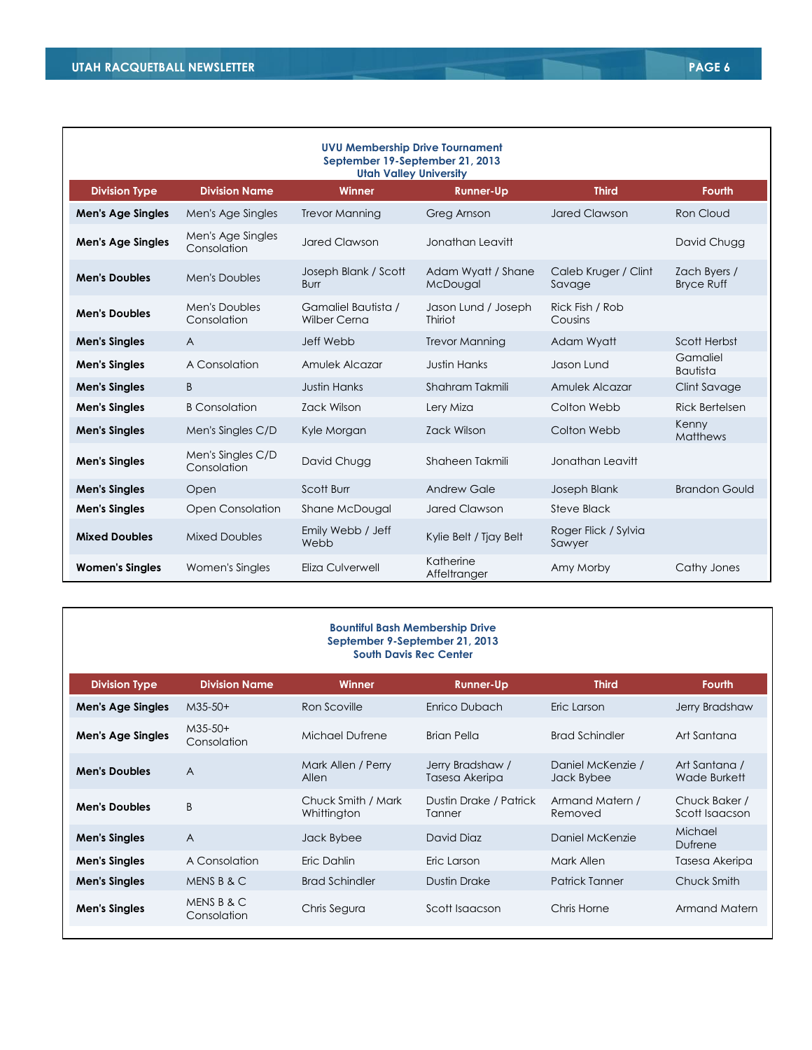**UVU Membership Drive Tournament**
**September 19-September 21, 2013**
**Utah Valley University**

| Division Type | Division Name | Winner | Runner-Up | Third | Fourth |
|---|---|---|---|---|---|
| **Men's Age Singles** | Men's Age Singles | Trevor Manning | Greg Arnson | Jared Clawson | Ron Cloud |
| **Men's Age Singles** | Men's Age Singles Consolation | Jared Clawson | Jonathan Leavitt | | David Chugg |
| **Men's Doubles** | Men's Doubles | Joseph Blank / Scott Burr | Adam Wyatt / Shane McDougal | Caleb Kruger / Clint Savage | Zach Byers / Bryce Ruff |
| **Men's Doubles** | Men's Doubles Consolation | Gamaliel Bautista / Wilber Cerna | Jason Lund / Joseph Thiriot | Rick Fish / Rob Cousins | |
| **Men's Singles** | A | Jeff Webb | Trevor Manning | Adam Wyatt | Scott Herbst |
| **Men's Singles** | A Consolation | Amulek Alcazar | Justin Hanks | Jason Lund | Gamaliel Bautista |
| **Men's Singles** | B | Justin Hanks | Shahram Takmili | Amulek Alcazar | Clint Savage |
| **Men's Singles** | B Consolation | Zack Wilson | Lery Miza | Colton Webb | Rick Bertelsen |
| **Men's Singles** | Men's Singles C/D | Kyle Morgan | Zack Wilson | Colton Webb | Kenny Matthews |
| **Men's Singles** | Men's Singles C/D Consolation | David Chugg | Shaheen Takmili | Jonathan Leavitt | |
| **Men's Singles** | Open | Scott Burr | Andrew Gale | Joseph Blank | Brandon Gould |
| **Men's Singles** | Open Consolation | Shane McDougal | Jared Clawson | Steve Black | |
| **Mixed Doubles** | Mixed Doubles | Emily Webb / Jeff Webb | Kylie Belt / Tjay Belt | Roger Flick / Sylvia Sawyer | |
| **Women's Singles** | Women's Singles | Eliza Culverwell | Katherine Affeltranger | Amy Morby | Cathy Jones |

**Bountiful Bash Membership Drive**
**September 9-September 21, 2013**
**South Davis Rec Center**

| Division Type | Division Name | Winner | Runner-Up | Third | Fourth |
|---|---|---|---|---|---|
| **Men's Age Singles** | M35-50+ | Ron Scoville | Enrico Dubach | Eric Larson | Jerry Bradshaw |
| **Men's Age Singles** | M35-50+ Consolation | Michael Dufrene | Brian Pella | Brad Schindler | Art Santana |
| **Men's Doubles** | A | Mark Allen / Perry Allen | Jerry Bradshaw / Tasesa Akeripa | Daniel McKenzie / Jack Bybee | Art Santana / Wade Burkett |
| **Men's Doubles** | B | Chuck Smith / Mark Whittington | Dustin Drake / Patrick Tanner | Armand Matern / Removed | Chuck Baker / Scott Isaacson |
| **Men's Singles** | A | Jack Bybee | David Diaz | Daniel McKenzie | Michael Dufrene |
| **Men's Singles** | A Consolation | Eric Dahlin | Eric Larson | Mark Allen | Tasesa Akeripa |
| **Men's Singles** | MENS B & C | Brad Schindler | Dustin Drake | Patrick Tanner | Chuck Smith |
| **Men's Singles** | MENS B & C Consolation | Chris Segura | Scott Isaacson | Chris Horne | Armand Matern |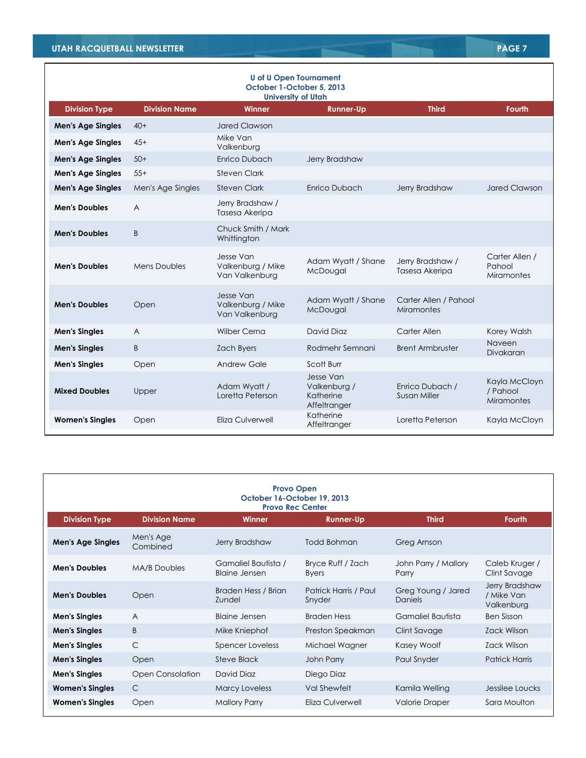**U of U Open Tournament**
**October 1-October 5, 2013**
**University of Utah**

| Division Type | Division Name | Winner | Runner-Up | Third | Fourth |
|---|---|---|---|---|---|
| **Men's Age Singles** | 40+ | Jared Clawson | | | |
| **Men's Age Singles** | 45+ | Mike Van Valkenburg | | | |
| **Men's Age Singles** | 50+ | Enrico Dubach | Jerry Bradshaw | | |
| **Men's Age Singles** | 55+ | Steven Clark | | | |
| **Men's Age Singles** | Men's Age Singles | Steven Clark | Enrico Dubach | Jerry Bradshaw | Jared Clawson |
| **Men's Doubles** | A | Jerry Bradshaw / Tasesa Akeripa | | | |
| **Men's Doubles** | B | Chuck Smith / Mark Whittington | | | |
| **Men's Doubles** | Mens Doubles | Jesse Van Valkenburg / Mike Van Valkenburg | Adam Wyatt / Shane McDougal | Jerry Bradshaw / Tasesa Akeripa | Carter Allen / Pahool Miramontes |
| **Men's Doubles** | Open | Jesse Van Valkenburg / Mike Van Valkenburg | Adam Wyatt / Shane McDougal | Carter Allen / Pahool Miramontes | |
| **Men's Singles** | A | Wilber Cerna | David Diaz | Carter Allen | Korey Walsh |
| **Men's Singles** | B | Zach Byers | Rodmehr Semnani | Brent Armbruster | Naveen Divakaran |
| **Men's Singles** | Open | Andrew Gale | Scott Burr | | |
| **Mixed Doubles** | Upper | Adam Wyatt / Loretta Peterson | Jesse Van Valkenburg / Katherine Affeltranger | Enrico Dubach / Susan Miller | Kayla McCloyn / Pahool Miramontes |
| **Women's Singles** | Open | Eliza Culverwell | Katherine Affeltranger | Loretta Peterson | Kayla McCloyn |

**Provo Open**
**October 16-October 19, 2013**
**Provo Rec Center**

| Division Type | Division Name | Winner | Runner-Up | Third | Fourth |
|---|---|---|---|---|---|
| **Men's Age Singles** | Men's Age Combined | Jerry Bradshaw | Todd Bohman | Greg Arnson | |
| **Men's Doubles** | MA/B Doubles | Gamaliel Bautista / Blaine Jensen | Bryce Ruff / Zach Byers | John Parry / Mallory Parry | Caleb Kruger / Clint Savage |
| **Men's Doubles** | Open | Braden Hess / Brian Zundel | Patrick Harris / Paul Snyder | Greg Young / Jared Daniels | Jerry Bradshaw / Mike Van Valkenburg |
| **Men's Singles** | A | Blaine Jensen | Braden Hess | Gamaliel Bautista | Ben Sisson |
| **Men's Singles** | B | Mike Kniephof | Preston Speakman | Clint Savage | Zack Wilson |
| **Men's Singles** | C | Spencer Loveless | Michael Wagner | Kasey Woolf | Zack Wilson |
| **Men's Singles** | Open | Steve Black | John Parry | Paul Snyder | Patrick Harris |
| **Men's Singles** | Open Consolation | David Diaz | Diego Diaz | | |
| **Women's Singles** | C | Marcy Loveless | Val Shewfelt | Kamila Welling | Jessilee Loucks |
| **Women's Singles** | Open | Mallory Parry | Eliza Culverwell | Valorie Draper | Sara Moulton |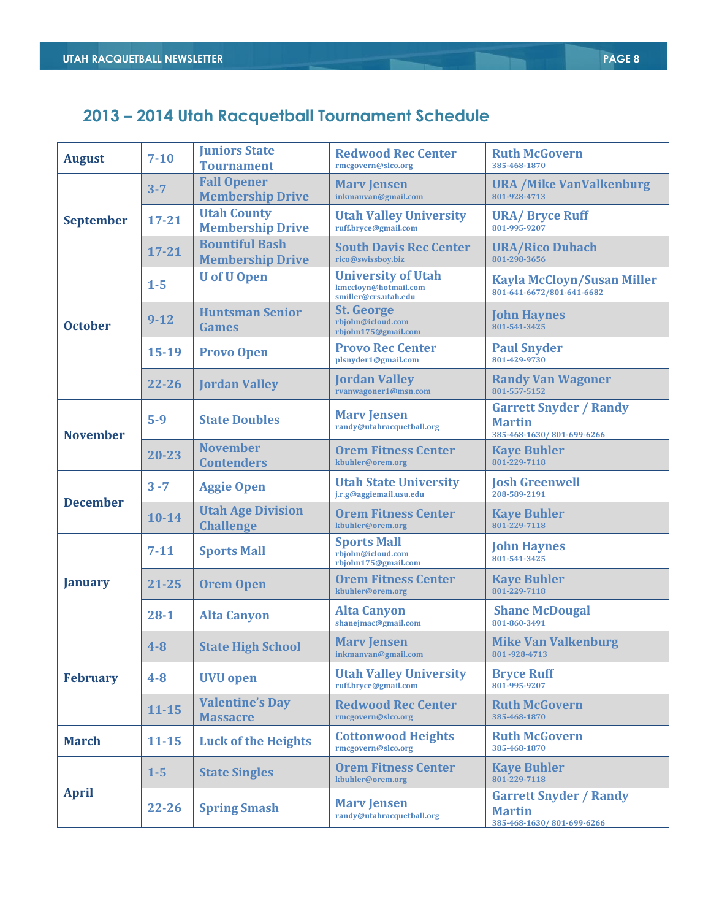## 2013 – 2014 Utah Racquetball Tournament Schedule

| | | | | |
|---|---|---|---|---|
| August | 7-10 | Juniors State Tournament | Redwood Rec Center<br>rmcgovern@slco.org | Ruth McGovern<br>385-468-1870 |
| September | 3-7 | Fall Opener Membership Drive | Marv Jensen<br>inkmanvan@gmail.com | URA /Mike VanValkenburg<br>801-928-4713 |
| | 17-21 | Utah County Membership Drive | Utah Valley University<br>ruff.bryce@gmail.com | URA/ Bryce Ruff<br>801-995-9207 |
| | 17-21 | Bountiful Bash Membership Drive | South Davis Rec Center<br>rico@swissboy.biz | URA/Rico Dubach<br>801-298-3656 |
| October | 1-5 | U of U Open | University of Utah<br>kmccloyn@hotmail.com<br>smiller@crs.utah.edu | Kayla McCloyn/Susan Miller<br>801-641-6672/801-641-6682 |
| | 9-12 | Huntsman Senior Games | St. George<br>rbjohn@icloud.com<br>rbjohn175@gmail.com | John Haynes<br>801-541-3425 |
| | 15-19 | Provo Open | Provo Rec Center<br>plsnyder1@gmail.com | Paul Snyder<br>801-429-9730 |
| | 22-26 | Jordan Valley | Jordan Valley<br>rvanwagoner1@msn.com | Randy Van Wagoner<br>801-557-5152 |
| November | 5-9 | State Doubles | Marv Jensen<br>randy@utahracquetball.org | Garrett Snyder / Randy Martin<br>385-468-1630/ 801-699-6266 |
| | 20-23 | November Contenders | Orem Fitness Center<br>kbuhler@orem.org | Kaye Buhler<br>801-229-7118 |
| December | 3 -7 | Aggie Open | Utah State University<br>j.r.g@aggiemail.usu.edu | Josh Greenwell<br>208-589-2191 |
| | 10-14 | Utah Age Division Challenge | Orem Fitness Center<br>kbuhler@orem.org | Kaye Buhler<br>801-229-7118 |
| January | 7-11 | Sports Mall | Sports Mall<br>rbjohn@icloud.com<br>rbjohn175@gmail.com | John Haynes<br>801-541-3425 |
| | 21-25 | Orem Open | Orem Fitness Center<br>kbuhler@orem.org | Kaye Buhler<br>801-229-7118 |
| | 28-1 | Alta Canyon | Alta Canyon<br>shanejmac@gmail.com | Shane McDougal<br>801-860-3491 |
| February | 4-8 | State High School | Marv Jensen<br>inkmanvan@gmail.com | Mike Van Valkenburg<br>801 -928-4713 |
| | 4-8 | UVU open | Utah Valley University<br>ruff.bryce@gmail.com | Bryce Ruff<br>801-995-9207 |
| | 11-15 | Valentine's Day Massacre | Redwood Rec Center<br>rmcgovern@slco.org | Ruth McGovern<br>385-468-1870 |
| March | 11-15 | Luck of the Heights | Cottonwood Heights<br>rmcgovern@slco.org | Ruth McGovern<br>385-468-1870 |
| April | 1-5 | State Singles | Orem Fitness Center<br>kbuhler@orem.org | Kaye Buhler<br>801-229-7118 |
| | 22-26 | Spring Smash | Marv Jensen<br>randy@utahracquetball.org | Garrett Snyder / Randy Martin<br>385-468-1630/ 801-699-6266 |